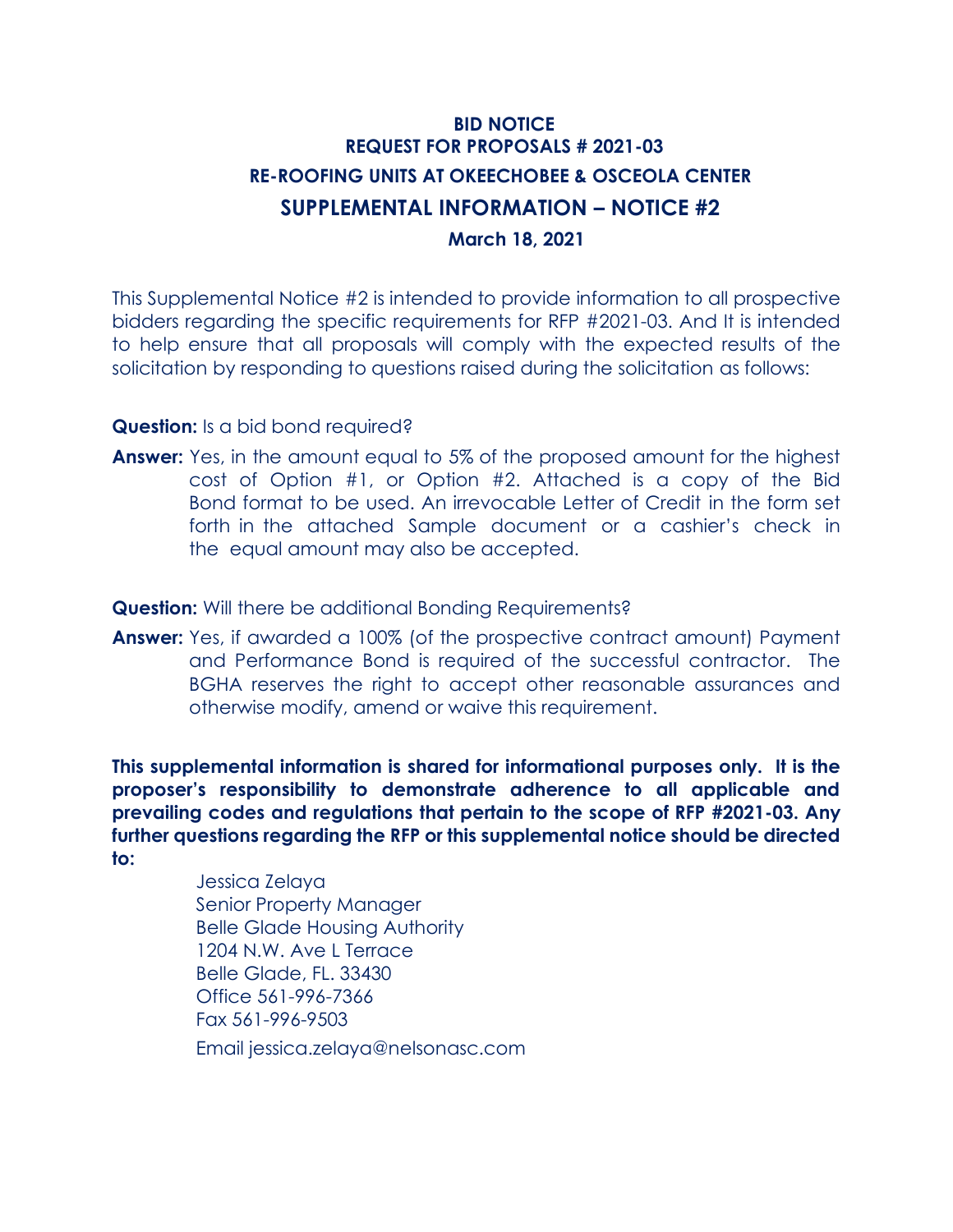# BID NOTICE
## REQUEST FOR PROPOSALS # 2021-03
## RE-ROOFING UNITS AT OKEECHOBEE & OSCEOLA CENTER
## SUPPLEMENTAL INFORMATION – NOTICE #2
**March 18, 2021**

This Supplemental Notice #2 is intended to provide information to all prospective bidders regarding the specific requirements for RFP #2021-03. And It is intended to help ensure that all proposals will comply with the expected results of the solicitation by responding to questions raised during the solicitation as follows:

**Question:** Is a bid bond required?

**Answer:** Yes, in the amount equal to 5% of the proposed amount for the highest cost of Option #1, or Option #2. Attached is a copy of the Bid Bond format to be used. An irrevocable Letter of Credit in the form set forth in the attached Sample document or a cashier's check in the equal amount may also be accepted.

**Question:** Will there be additional Bonding Requirements?

**Answer:** Yes, if awarded a 100% (of the prospective contract amount) Payment and Performance Bond is required of the successful contractor. The BGHA reserves the right to accept other reasonable assurances and otherwise modify, amend or waive this requirement.

**This supplemental information is shared for informational purposes only. It is the proposer's responsibility to demonstrate adherence to all applicable and prevailing codes and regulations that pertain to the scope of RFP #2021-03. Any further questions regarding the RFP or this supplemental notice should be directed to:**

Jessica Zelaya
Senior Property Manager
Belle Glade Housing Authority
1204 N.W. Ave L Terrace
Belle Glade, FL. 33430
Office 561-996-7366
Fax 561-996-9503
Email jessica.zelaya@nelsonasc.com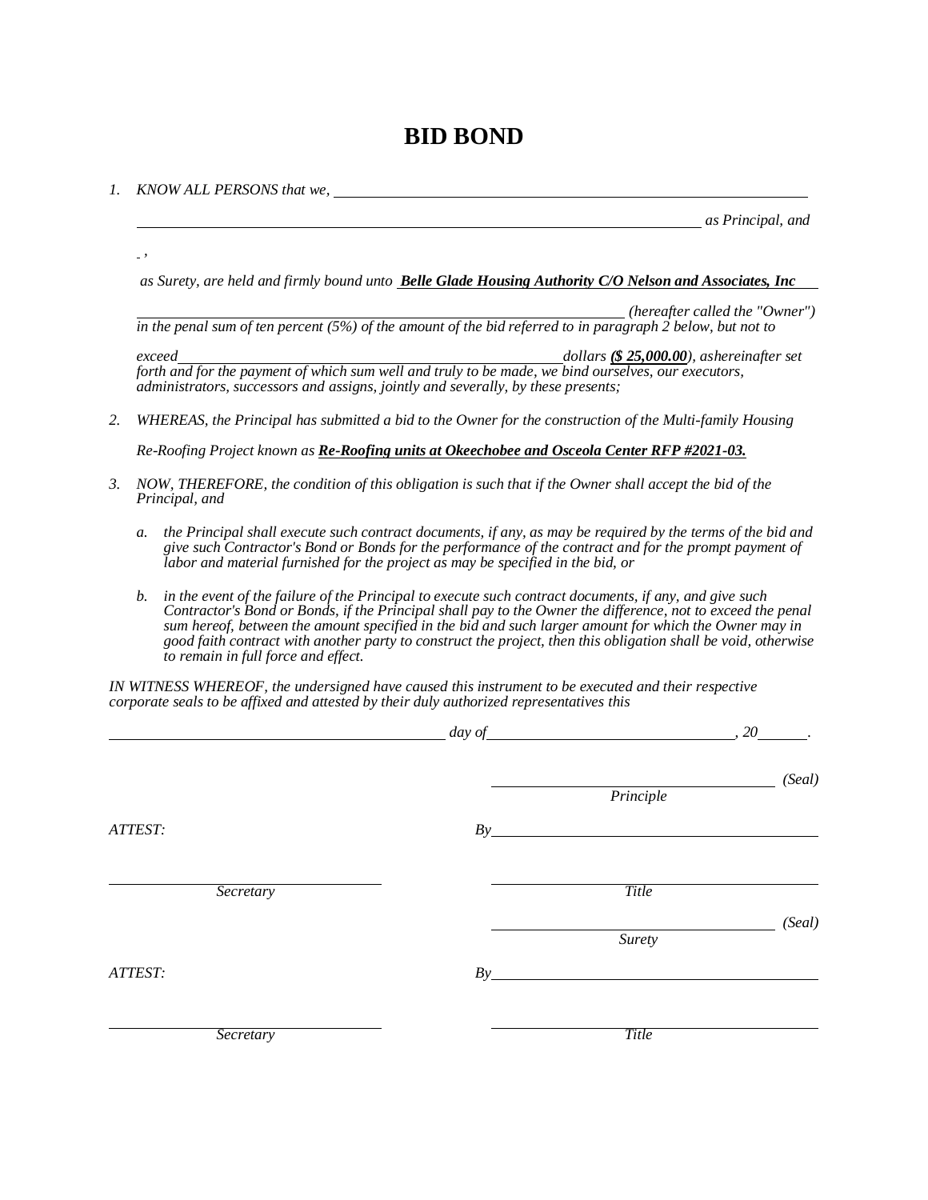# BID BOND

1. *KNOW ALL PERSONS that we, \_\_\_\_\_\_\_\_\_\_\_\_\_\_\_\_\_\_\_\_\_\_\_\_\_\_\_\_\_\_\_\_\_\_\_\_\_\_\_\_\_\_\_\_\_\_\_\_*

   *\_\_\_\_\_\_\_\_\_\_\_\_\_\_\_\_\_\_\_\_\_\_\_\_\_\_\_\_\_\_\_\_\_\_\_\_\_\_\_\_\_\_\_\_\_\_\_\_\_\_\_\_\_\_\_\_\_\_ as Principal, and*

   *\_ ,*

   *as Surety, are held and firmly bound unto **Belle Glade Housing Authority C/O Nelson and Associates, Inc***

   *\_\_\_\_\_\_\_\_\_\_\_\_\_\_\_\_\_\_\_\_\_\_\_\_\_\_\_\_\_\_\_\_\_\_\_\_\_\_\_\_\_\_\_\_\_\_\_\_\_\_ (hereafter called the "Owner") in the penal sum of ten percent (5%) of the amount of the bid referred to in paragraph 2 below, but not to*

   *exceed\_\_\_\_\_\_\_\_\_\_\_\_\_\_\_\_\_\_\_\_\_\_\_\_\_\_\_\_\_\_\_\_\_\_\_\_\_\_\_\_dollars **($ 25,000.00**), ashereinafter set forth and for the payment of which sum well and truly to be made, we bind ourselves, our executors, administrators, successors and assigns, jointly and severally, by these presents;*

2. *WHEREAS, the Principal has submitted a bid to the Owner for the construction of the Multi-family Housing Re-Roofing Project known as **Re-Roofing units at Okeechobee and Osceola Center RFP #2021-03.***

3. *NOW, THEREFORE, the condition of this obligation is such that if the Owner shall accept the bid of the Principal, and*

   a. *the Principal shall execute such contract documents, if any, as may be required by the terms of the bid and give such Contractor's Bond or Bonds for the performance of the contract and for the prompt payment of labor and material furnished for the project as may be specified in the bid, or*

   b. *in the event of the failure of the Principal to execute such contract documents, if any, and give such Contractor's Bond or Bonds, if the Principal shall pay to the Owner the difference, not to exceed the penal sum hereof, between the amount specified in the bid and such larger amount for which the Owner may in good faith contract with another party to construct the project, then this obligation shall be void, otherwise to remain in full force and effect.*

*IN WITNESS WHEREOF, the undersigned have caused this instrument to be executed and their respective corporate seals to be affixed and attested by their duly authorized representatives this*

*\_\_\_\_\_\_\_\_\_\_\_\_\_\_\_\_\_\_\_\_\_\_\_\_\_\_\_\_\_\_ day of\_\_\_\_\_\_\_\_\_\_\_\_\_\_\_\_\_\_\_\_\_\_\_\_, 20\_\_\_\_\_.*

*\_\_\_\_\_\_\_\_\_\_\_\_\_\_\_\_\_\_\_\_\_\_\_\_\_\_\_\_ (Seal)*
*Principle*

*ATTEST:* *By\_\_\_\_\_\_\_\_\_\_\_\_\_\_\_\_\_\_\_\_\_\_\_\_\_\_\_\_\_\_*

*\_\_\_\_\_\_\_\_\_\_\_\_\_\_\_\_\_\_\_\_\_\_\_\_\_\_*
*Secretary*

*\_\_\_\_\_\_\_\_\_\_\_\_\_\_\_\_\_\_\_\_\_\_\_\_\_\_\_\_\_\_*
*Title*

*\_\_\_\_\_\_\_\_\_\_\_\_\_\_\_\_\_\_\_\_\_\_\_\_\_\_\_\_ (Seal)*
*Surety*

*ATTEST:* *By\_\_\_\_\_\_\_\_\_\_\_\_\_\_\_\_\_\_\_\_\_\_\_\_\_\_\_\_\_\_*

*\_\_\_\_\_\_\_\_\_\_\_\_\_\_\_\_\_\_\_\_\_\_\_\_\_\_*
*Secretary*

*\_\_\_\_\_\_\_\_\_\_\_\_\_\_\_\_\_\_\_\_\_\_\_\_\_\_\_\_\_\_*
*Title*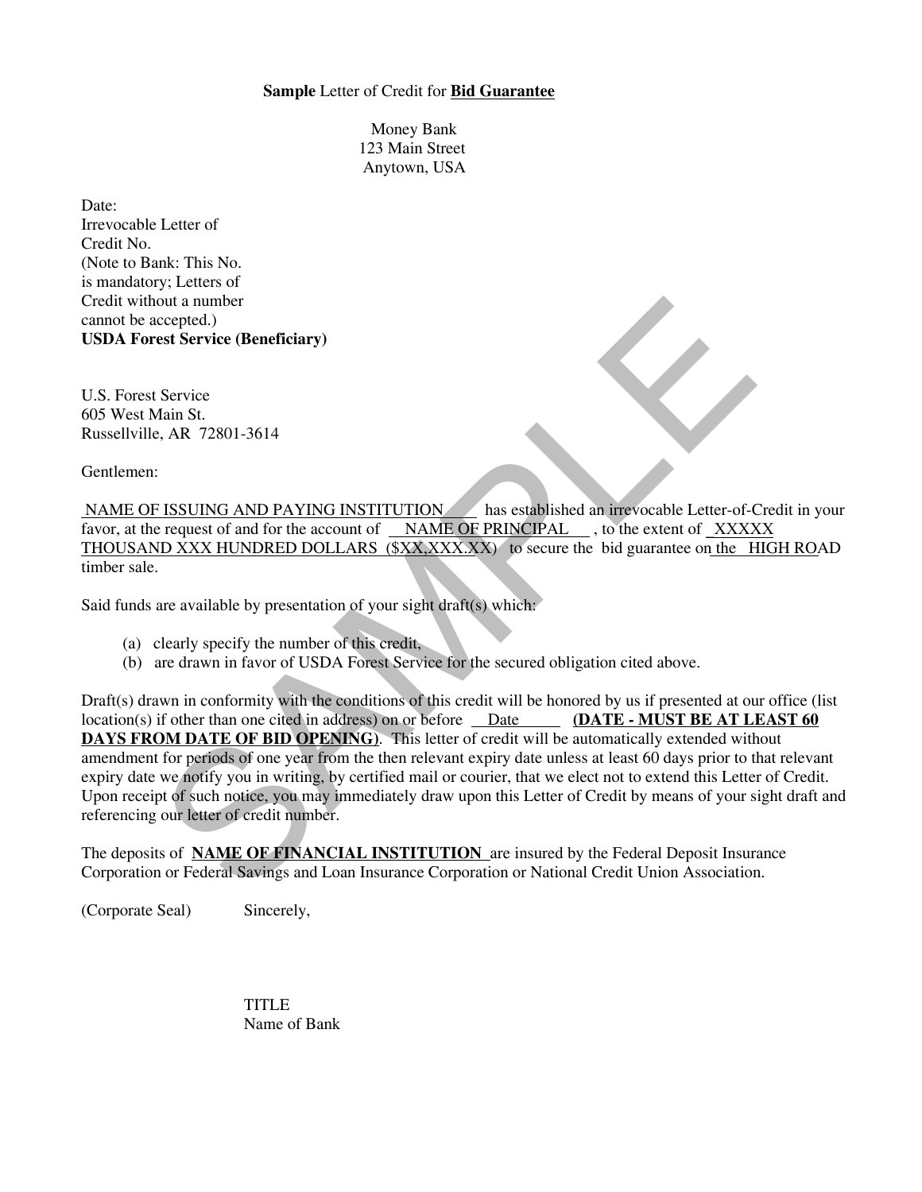**Sample** Letter of Credit for **Bid Guarantee**

Money Bank
123 Main Street
Anytown, USA

Date:
Irrevocable Letter of Credit No.
(Note to Bank: This No. is mandatory; Letters of Credit without a number cannot be accepted.)
**USDA Forest Service (Beneficiary)**

U.S. Forest Service
605 West Main St.
Russellville, AR 72801-3614

Gentlemen:

NAME OF ISSUING AND PAYING INSTITUTION has established an irrevocable Letter-of-Credit in your favor, at the request of and for the account of NAME OF PRINCIPAL, to the extent of XXXXX THOUSAND XXX HUNDRED DOLLARS ($XX,XXX.XX) to secure the bid guarantee on the HIGH ROAD timber sale.

Said funds are available by presentation of your sight draft(s) which:

(a) clearly specify the number of this credit,
(b) are drawn in favor of USDA Forest Service for the secured obligation cited above.

Draft(s) drawn in conformity with the conditions of this credit will be honored by us if presented at our office (list location(s) if other than one cited in address) on or before Date **(DATE - MUST BE AT LEAST 60 DAYS FROM DATE OF BID OPENING)**. This letter of credit will be automatically extended without amendment for periods of one year from the then relevant expiry date unless at least 60 days prior to that relevant expiry date we notify you in writing, by certified mail or courier, that we elect not to extend this Letter of Credit. Upon receipt of such notice, you may immediately draw upon this Letter of Credit by means of your sight draft and referencing our letter of credit number.

The deposits of **NAME OF FINANCIAL INSTITUTION** are insured by the Federal Deposit Insurance Corporation or Federal Savings and Loan Insurance Corporation or National Credit Union Association.

(Corporate Seal) Sincerely,

TITLE
Name of Bank